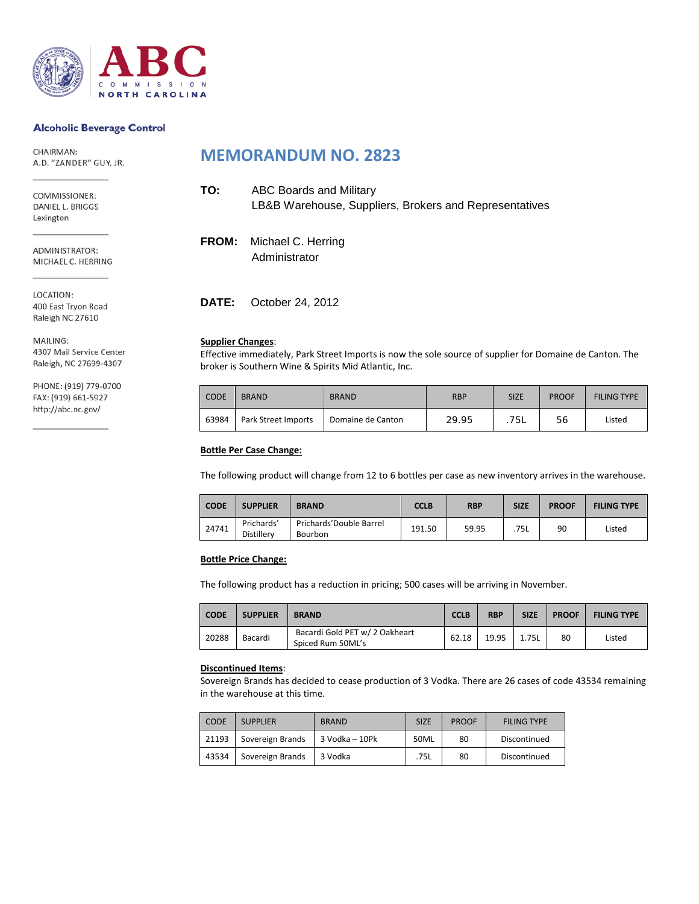ABC COMMISSION NORTH CAROLINA

**Alcoholic Beverage Control**

CHAIRMAN:
A.D. "ZANDER" GUY, JR.

COMMISSIONER:
DANIEL L. BRIGGS
Lexington

ADMINISTRATOR:
MICHAEL C. HERRING

LOCATION:
400 East Tryon Road
Raleigh NC 27610

MAILING:
4307 Mail Service Center
Raleigh, NC 27699-4307

PHONE: (919) 779-0700
FAX: (919) 661-5927
http://abc.nc.gov/

# MEMORANDUM NO. 2823

**TO:** ABC Boards and Military
LB&B Warehouse, Suppliers, Brokers and Representatives

**FROM:** Michael C. Herring
Administrator

**DATE:** October 24, 2012

**Supplier Changes**:
Effective immediately, Park Street Imports is now the sole source of supplier for Domaine de Canton. The broker is Southern Wine & Spirits Mid Atlantic, Inc.

| CODE | BRAND | BRAND | RBP | SIZE | PROOF | FILING TYPE |
|---|---|---|---|---|---|---|
| 63984 | Park Street Imports | Domaine de Canton | 29.95 | .75L | 56 | Listed |

**Bottle Per Case Change:**

The following product will change from 12 to 6 bottles per case as new inventory arrives in the warehouse.

| CODE | SUPPLIER | BRAND | CCLB | RBP | SIZE | PROOF | FILING TYPE |
|---|---|---|---|---|---|---|---|
| 24741 | Prichards' Distillery | Prichards' Double Barrel Bourbon | 191.50 | 59.95 | .75L | 90 | Listed |

**Bottle Price Change:**

The following product has a reduction in pricing; 500 cases will be arriving in November.

| CODE | SUPPLIER | BRAND | CCLB | RBP | SIZE | PROOF | FILING TYPE |
|---|---|---|---|---|---|---|---|
| 20288 | Bacardi | Bacardi Gold PET w/ 2 Oakheart Spiced Rum 50ML's | 62.18 | 19.95 | 1.75L | 80 | Listed |

**Discontinued Items**:
Sovereign Brands has decided to cease production of 3 Vodka. There are 26 cases of code 43534 remaining in the warehouse at this time.

| CODE | SUPPLIER | BRAND | SIZE | PROOF | FILING TYPE |
|---|---|---|---|---|---|
| 21193 | Sovereign Brands | 3 Vodka – 10Pk | 50ML | 80 | Discontinued |
| 43534 | Sovereign Brands | 3 Vodka | .75L | 80 | Discontinued |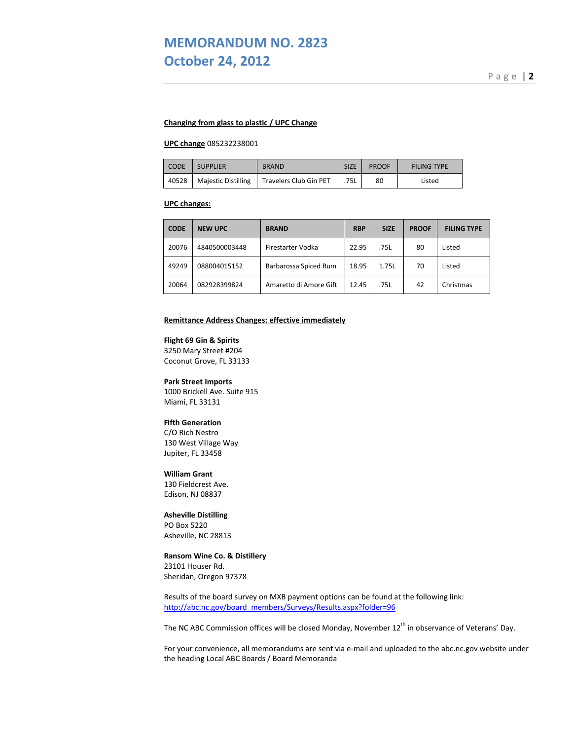**Changing from glass to plastic / UPC Change**

**UPC change** 085232238001

| CODE | SUPPLIER | BRAND | SIZE | PROOF | FILING TYPE |
|---|---|---|---|---|---|
| 40528 | Majestic Distilling | Travelers Club Gin PET | .75L | 80 | Listed |

**UPC changes:**

| CODE | NEW UPC | BRAND | RBP | SIZE | PROOF | FILING TYPE |
|---|---|---|---|---|---|---|
| 20076 | 4840500003448 | Firestarter Vodka | 22.95 | .75L | 80 | Listed |
| 49249 | 088004015152 | Barbarossa Spiced Rum | 18.95 | 1.75L | 70 | Listed |
| 20064 | 082928399824 | Amaretto di Amore Gift | 12.45 | .75L | 42 | Christmas |

**Remittance Address Changes: effective immediately**

**Flight 69 Gin & Spirits**
3250 Mary Street #204
Coconut Grove, FL 33133

**Park Street Imports**
1000 Brickell Ave. Suite 915
Miami, FL 33131

**Fifth Generation**
C/O Rich Nestro
130 West Village Way
Jupiter, FL 33458

**William Grant**
130 Fieldcrest Ave.
Edison, NJ 08837

**Asheville Distilling**
PO Box 5220
Asheville, NC 28813

**Ransom Wine Co. & Distillery**
23101 Houser Rd.
Sheridan, Oregon 97378

Results of the board survey on MXB payment options can be found at the following link:
http://abc.nc.gov/board_members/Surveys/Results.aspx?folder=96

The NC ABC Commission offices will be closed Monday, November 12th in observance of Veterans' Day.

For your convenience, all memorandums are sent via e-mail and uploaded to the abc.nc.gov website under the heading Local ABC Boards / Board Memoranda